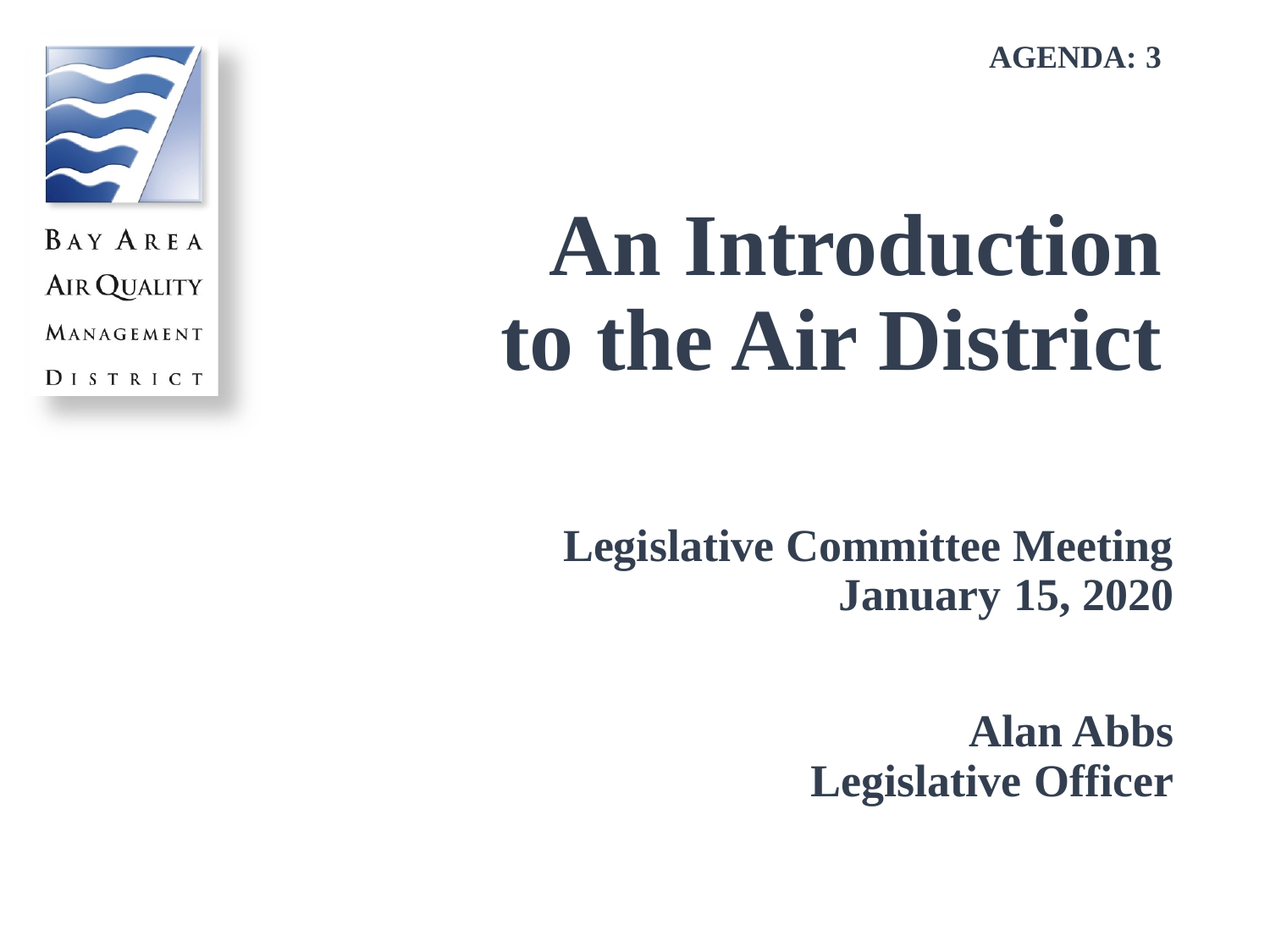AGENDA: 3

Bay Area Air Quality Management District

# An Introduction to the Air District

**Legislative Committee Meeting**
**January 15, 2020**

**Alan Abbs**
**Legislative Officer**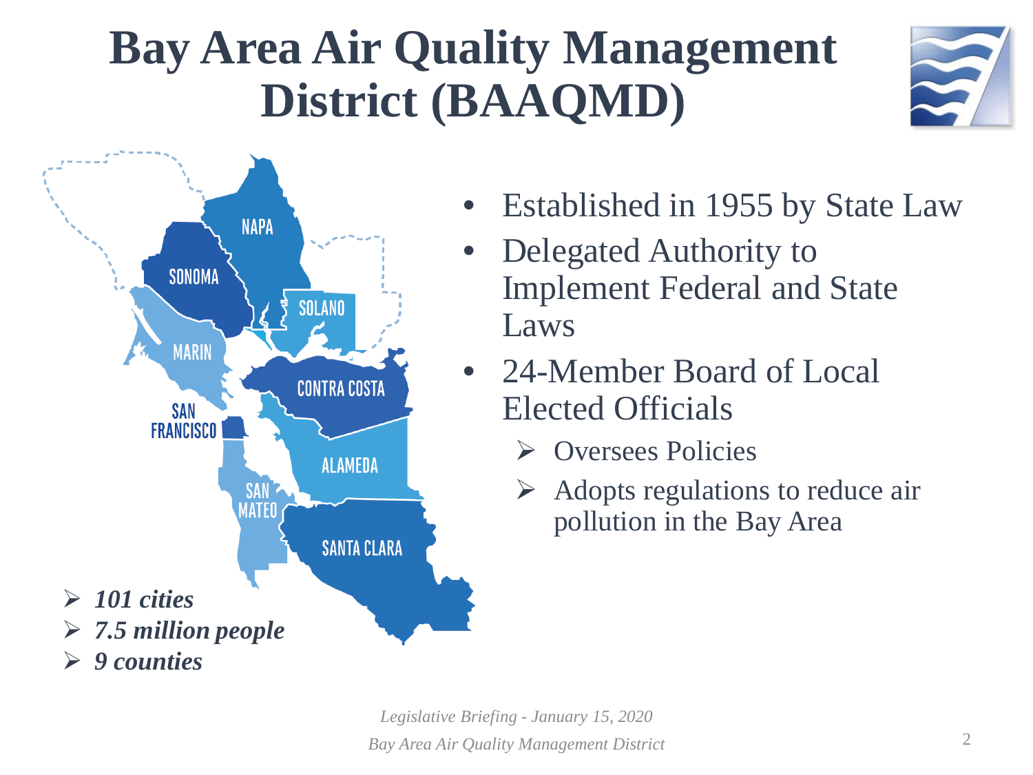# Bay Area Air Quality Management District (BAAQMD)

- Established in 1955 by State Law
- Delegated Authority to Implement Federal and State Laws
- 24-Member Board of Local Elected Officials
  - Oversees Policies
  - Adopts regulations to reduce air pollution in the Bay Area

NAPA
SONOMA
SOLANO
MARIN
CONTRA COSTA
SAN FRANCISCO
ALAMEDA
SAN MATEO
SANTA CLARA

- ***101 cities***
- ***7.5 million people***
- ***9 counties***

*Legislative Briefing - January 15, 2020*

*Bay Area Air Quality Management District*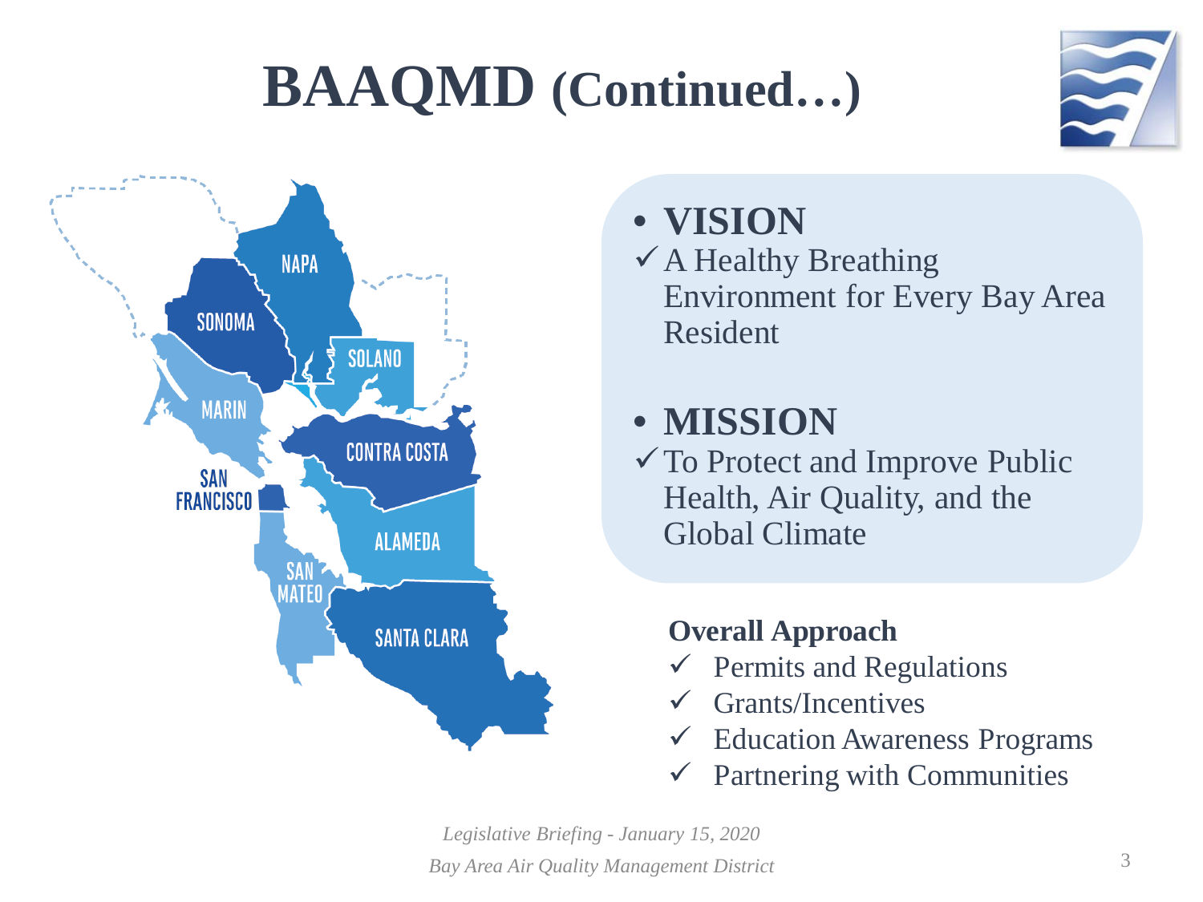# BAAQMD (Continued…)

- **VISION**
  - ✓ A Healthy Breathing Environment for Every Bay Area Resident

- **MISSION**
  - ✓ To Protect and Improve Public Health, Air Quality, and the Global Climate

**Overall Approach**

- ✓ Permits and Regulations
- ✓ Grants/Incentives
- ✓ Education Awareness Programs
- ✓ Partnering with Communities

NAPA
SONOMA
SOLANO
MARIN
CONTRA COSTA
SAN FRANCISCO
ALAMEDA
SAN MATEO
SANTA CLARA

*Legislative Briefing - January 15, 2020*

*Bay Area Air Quality Management District*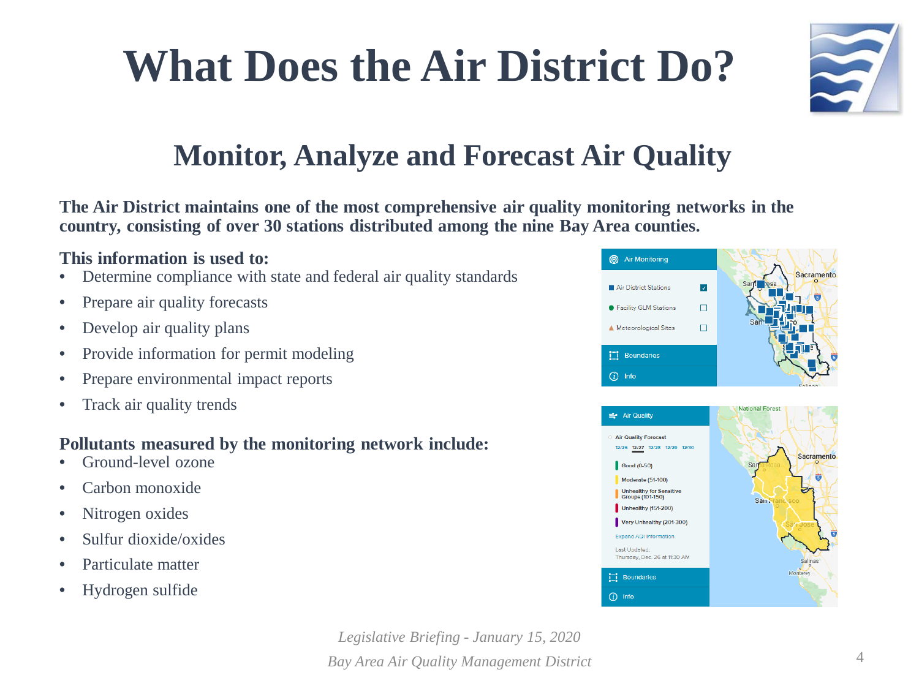# What Does the Air District Do?

## Monitor, Analyze and Forecast Air Quality

**The Air District maintains one of the most comprehensive air quality monitoring networks in the country, consisting of over 30 stations distributed among the nine Bay Area counties.**

**This information is used to:**

- Determine compliance with state and federal air quality standards
- Prepare air quality forecasts
- Develop air quality plans
- Provide information for permit modeling
- Prepare environmental impact reports
- Track air quality trends

**Pollutants measured by the monitoring network include:**

- Ground-level ozone
- Carbon monoxide
- Nitrogen oxides
- Sulfur dioxide/oxides
- Particulate matter
- Hydrogen sulfide

*Legislative Briefing - January 15, 2020*

*Bay Area Air Quality Management District*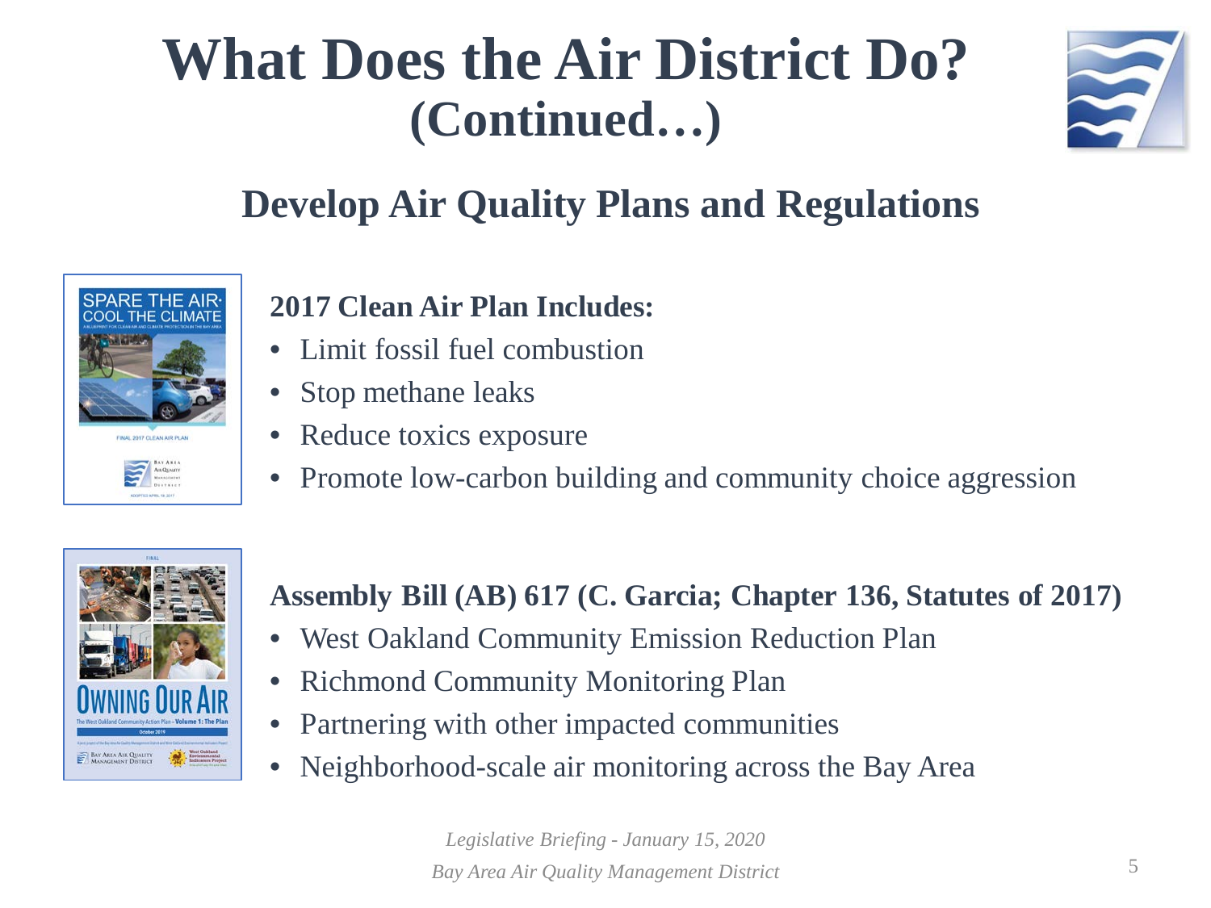# What Does the Air District Do? (Continued…)

## Develop Air Quality Plans and Regulations

**2017 Clean Air Plan Includes:**

- Limit fossil fuel combustion
- Stop methane leaks
- Reduce toxics exposure
- Promote low-carbon building and community choice aggression

**Assembly Bill (AB) 617 (C. Garcia; Chapter 136, Statutes of 2017)**

- West Oakland Community Emission Reduction Plan
- Richmond Community Monitoring Plan
- Partnering with other impacted communities
- Neighborhood-scale air monitoring across the Bay Area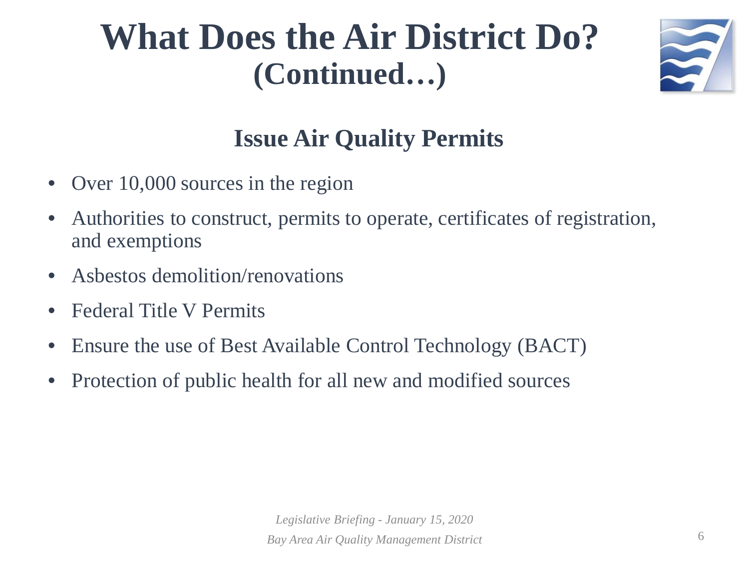# What Does the Air District Do? (Continued…)

## Issue Air Quality Permits

- Over 10,000 sources in the region
- Authorities to construct, permits to operate, certificates of registration, and exemptions
- Asbestos demolition/renovations
- Federal Title V Permits
- Ensure the use of Best Available Control Technology (BACT)
- Protection of public health for all new and modified sources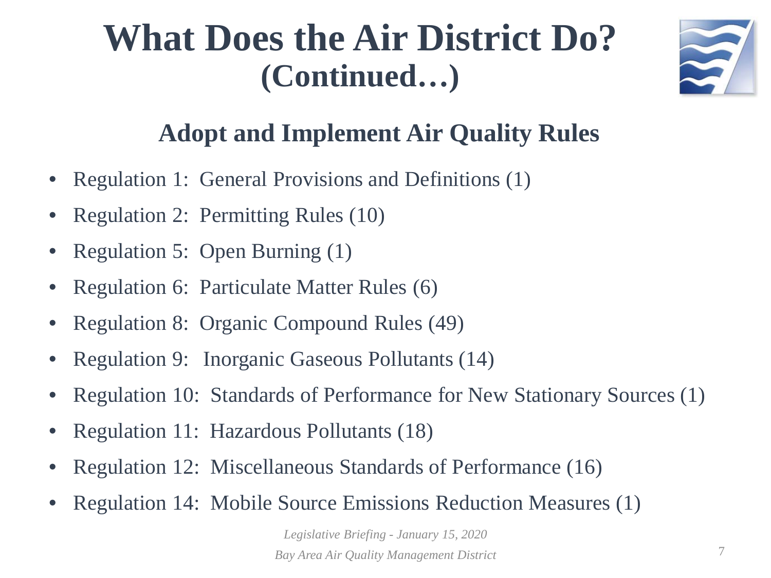# What Does the Air District Do? (Continued…)

## Adopt and Implement Air Quality Rules

- Regulation 1: General Provisions and Definitions (1)
- Regulation 2: Permitting Rules (10)
- Regulation 5: Open Burning (1)
- Regulation 6: Particulate Matter Rules (6)
- Regulation 8: Organic Compound Rules (49)
- Regulation 9: Inorganic Gaseous Pollutants (14)
- Regulation 10: Standards of Performance for New Stationary Sources (1)
- Regulation 11: Hazardous Pollutants (18)
- Regulation 12: Miscellaneous Standards of Performance (16)
- Regulation 14: Mobile Source Emissions Reduction Measures (1)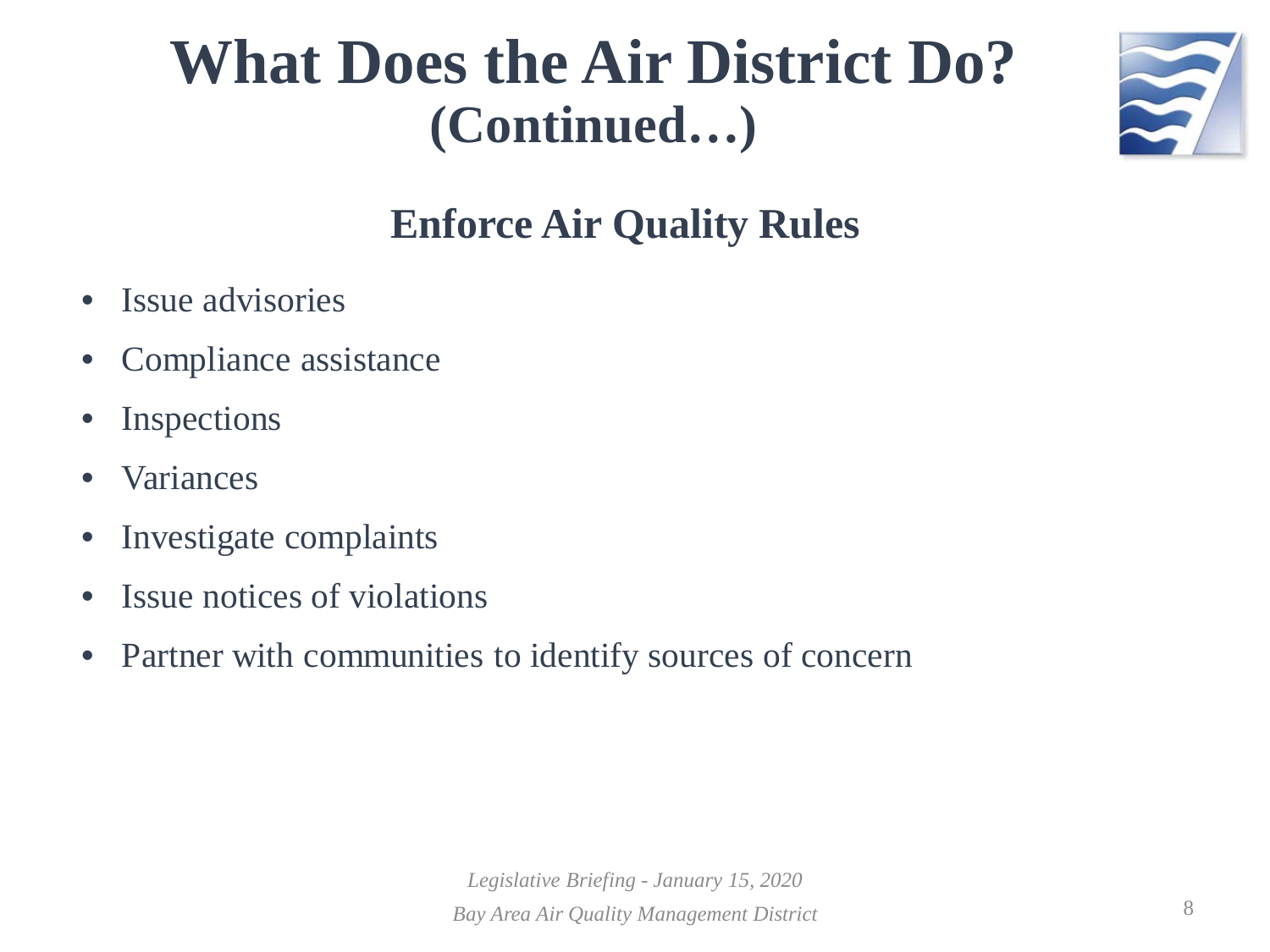# What Does the Air District Do? (Continued…)

## Enforce Air Quality Rules

- Issue advisories
- Compliance assistance
- Inspections
- Variances
- Investigate complaints
- Issue notices of violations
- Partner with communities to identify sources of concern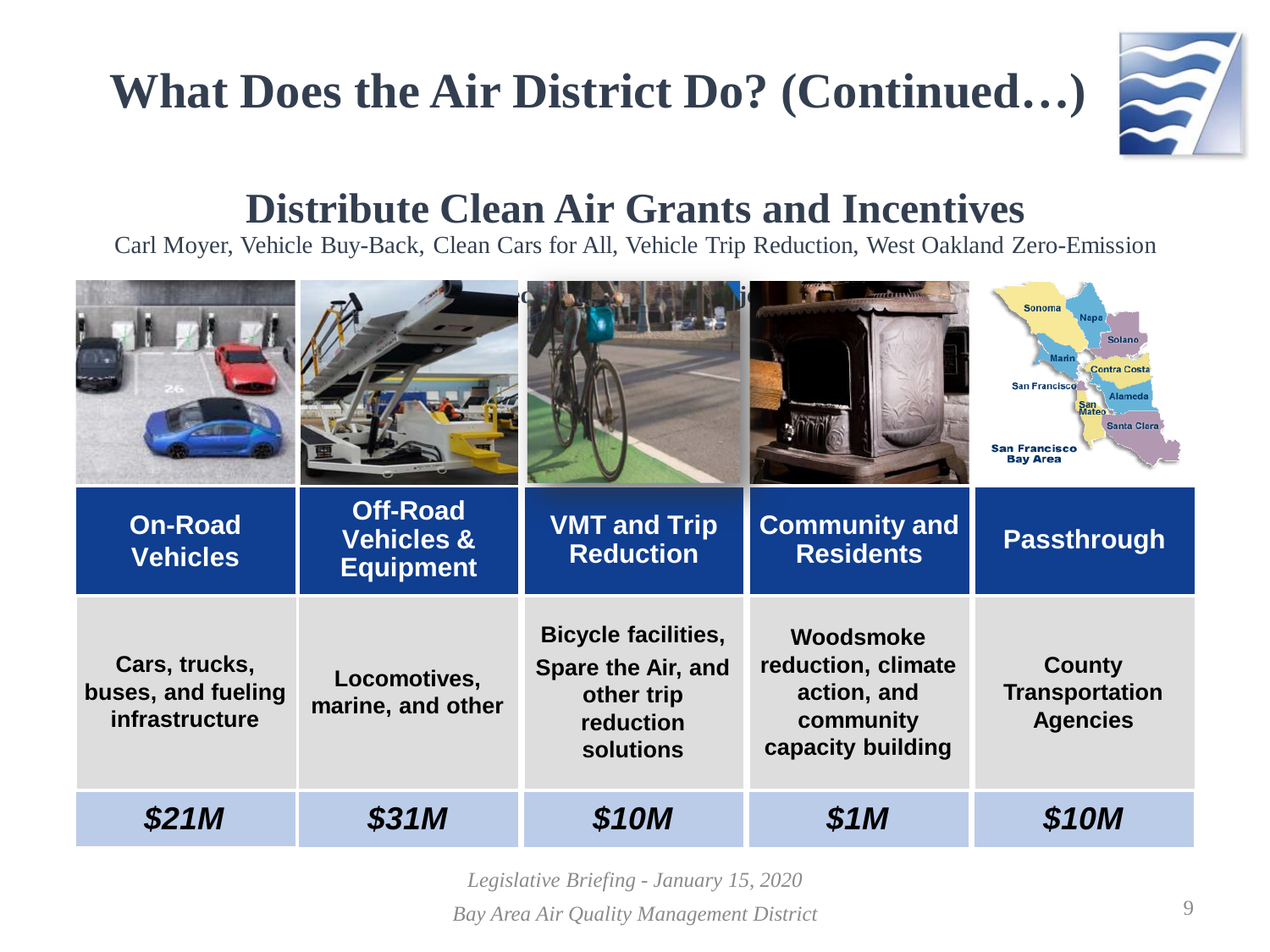# What Does the Air District Do? (Continued…)

## Distribute Clean Air Grants and Incentives

Carl Moyer, Vehicle Buy-Back, Clean Cars for All, Vehicle Trip Reduction, West Oakland Zero-Emission

| On-Road Vehicles | Off-Road Vehicles & Equipment | VMT and Trip Reduction | Community and Residents | Passthrough |
|---|---|---|---|---|
| Cars, trucks, buses, and fueling infrastructure | Locomotives, marine, and other | Bicycle facilities, Spare the Air, and other trip reduction solutions | Woodsmoke reduction, climate action, and community capacity building | County Transportation Agencies |
| ***$21M*** | ***$31M*** | ***$10M*** | ***$1M*** | ***$10M*** |

*Legislative Briefing - January 15, 2020*

*Bay Area Air Quality Management District*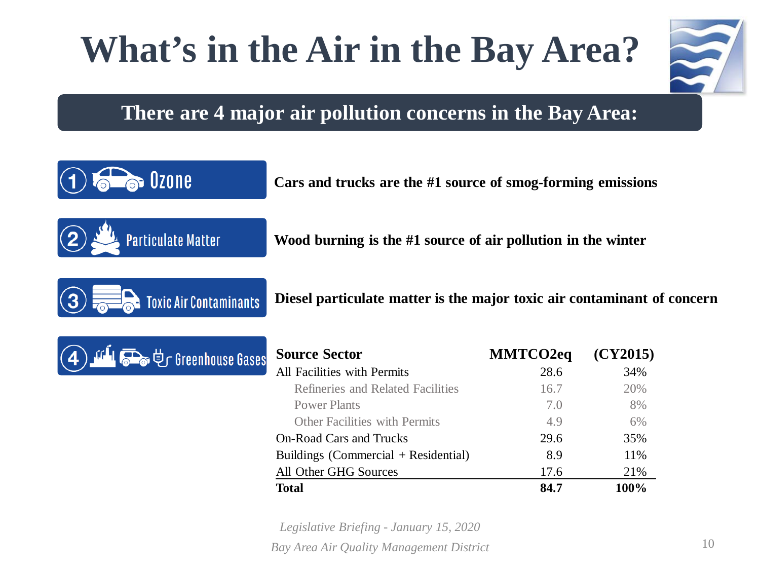# What's in the Air in the Bay Area?

**There are 4 major air pollution concerns in the Bay Area:**

1. **Ozone** — **Cars and trucks are the #1 source of smog-forming emissions**
2. **Particulate Matter** — **Wood burning is the #1 source of air pollution in the winter**
3. **Toxic Air Contaminants** — **Diesel particulate matter is the major toxic air contaminant of concern**
4. **Greenhouse Gases**

| Source Sector | MMTCO2eq | (CY2015) |
|---|---|---|
| All Facilities with Permits | 28.6 | 34% |
| Refineries and Related Facilities | 16.7 | 20% |
| Power Plants | 7.0 | 8% |
| Other Facilities with Permits | 4.9 | 6% |
| On-Road Cars and Trucks | 29.6 | 35% |
| Buildings (Commercial + Residential) | 8.9 | 11% |
| All Other GHG Sources | 17.6 | 21% |
| **Total** | **84.7** | **100%** |

*Legislative Briefing - January 15, 2020*

*Bay Area Air Quality Management District*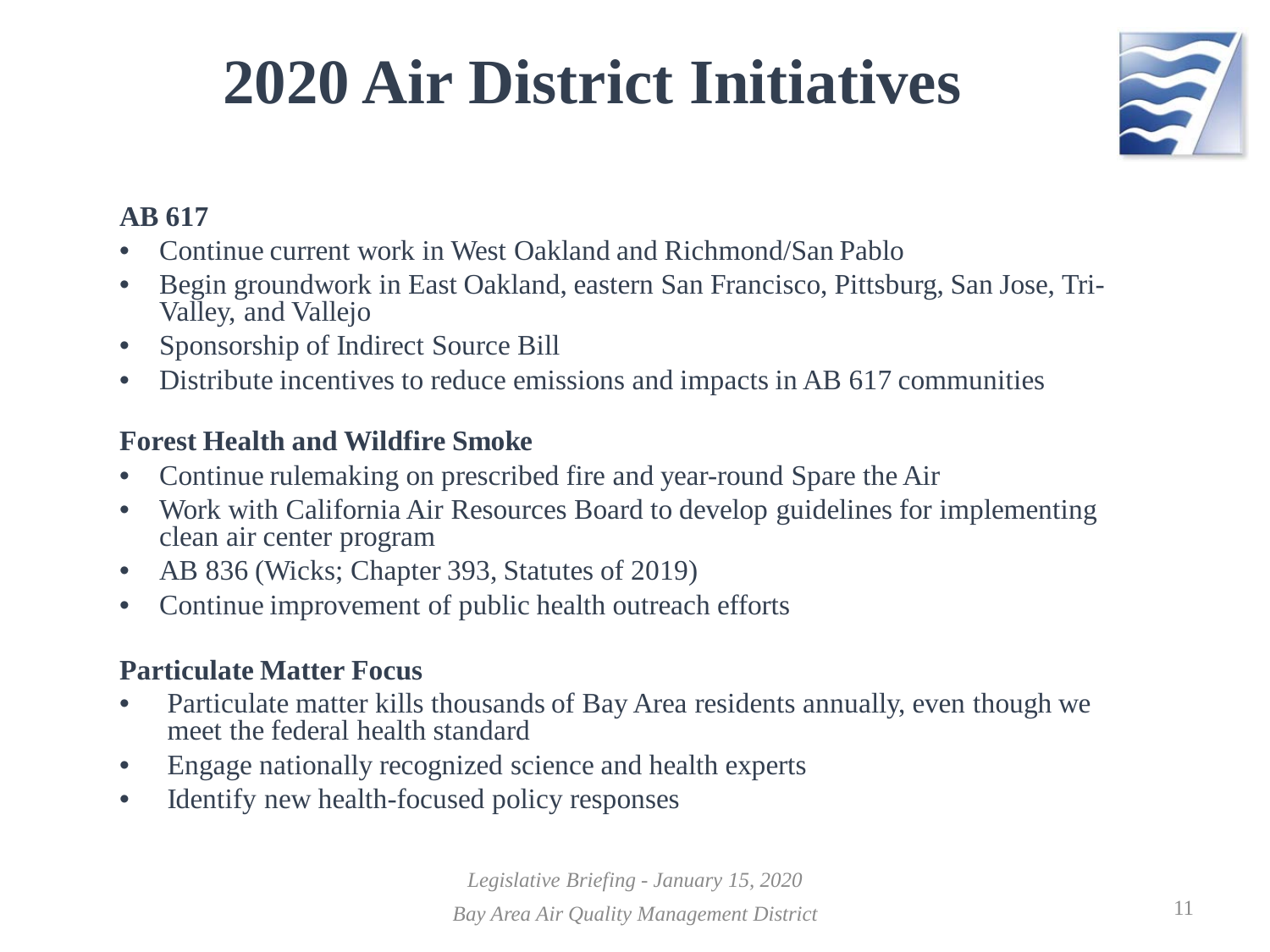# 2020 Air District Initiatives

**AB 617**

- Continue current work in West Oakland and Richmond/San Pablo
- Begin groundwork in East Oakland, eastern San Francisco, Pittsburg, San Jose, Tri-Valley, and Vallejo
- Sponsorship of Indirect Source Bill
- Distribute incentives to reduce emissions and impacts in AB 617 communities

**Forest Health and Wildfire Smoke**

- Continue rulemaking on prescribed fire and year-round Spare the Air
- Work with California Air Resources Board to develop guidelines for implementing clean air center program
- AB 836 (Wicks; Chapter 393, Statutes of 2019)
- Continue improvement of public health outreach efforts

**Particulate Matter Focus**

- Particulate matter kills thousands of Bay Area residents annually, even though we meet the federal health standard
- Engage nationally recognized science and health experts
- Identify new health-focused policy responses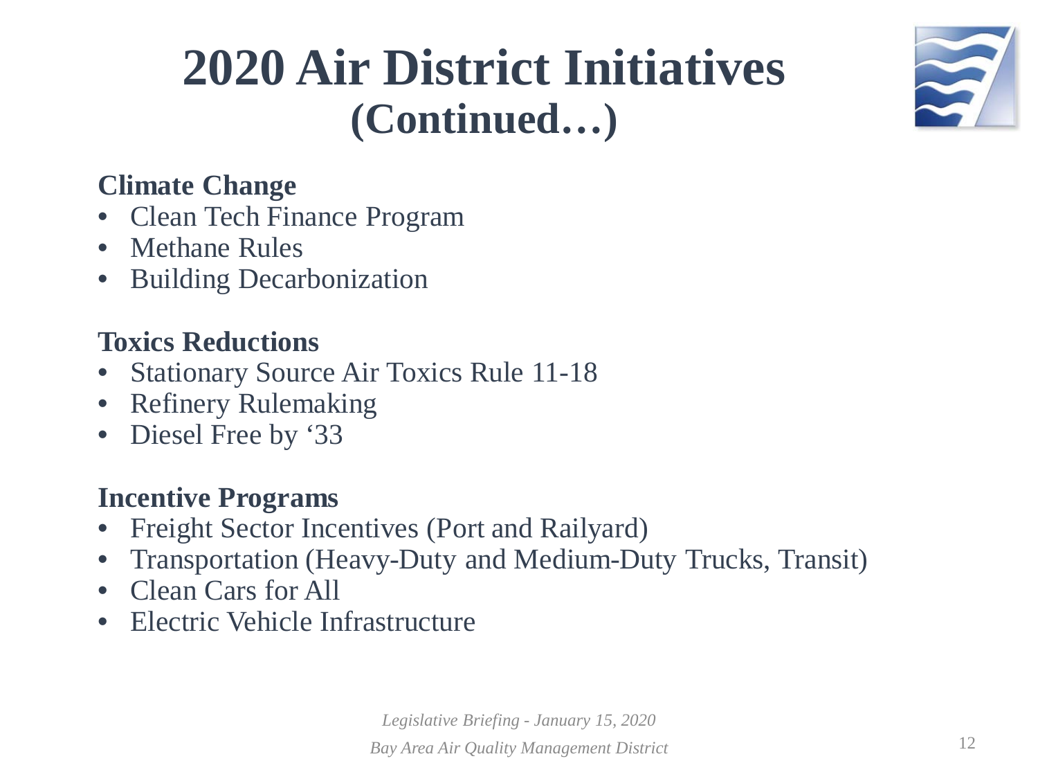# 2020 Air District Initiatives (Continued…)

**Climate Change**

- Clean Tech Finance Program
- Methane Rules
- Building Decarbonization

**Toxics Reductions**

- Stationary Source Air Toxics Rule 11-18
- Refinery Rulemaking
- Diesel Free by '33

**Incentive Programs**

- Freight Sector Incentives (Port and Railyard)
- Transportation (Heavy-Duty and Medium-Duty Trucks, Transit)
- Clean Cars for All
- Electric Vehicle Infrastructure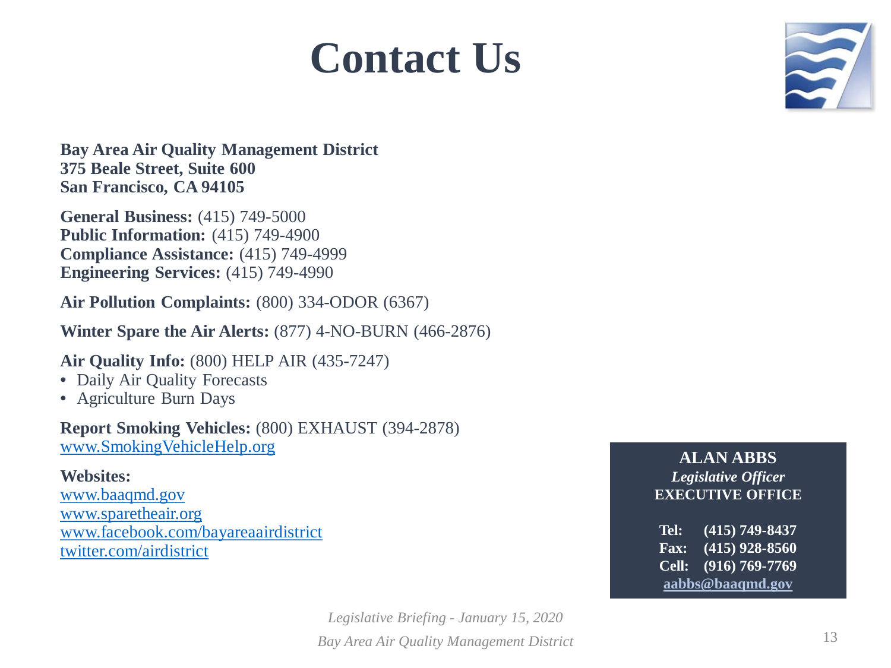# Contact Us

**Bay Area Air Quality Management District**
**375 Beale Street, Suite 600**
**San Francisco, CA 94105**

**General Business:** (415) 749-5000
**Public Information:** (415) 749-4900
**Compliance Assistance:** (415) 749-4999
**Engineering Services:** (415) 749-4990

**Air Pollution Complaints:** (800) 334-ODOR (6367)

**Winter Spare the Air Alerts:** (877) 4-NO-BURN (466-2876)

**Air Quality Info:** (800) HELP AIR (435-7247)

- Daily Air Quality Forecasts
- Agriculture Burn Days

**Report Smoking Vehicles:** (800) EXHAUST (394-2878)
www.SmokingVehicleHelp.org

**Websites:**
www.baaqmd.gov
www.sparetheair.org
www.facebook.com/bayareaairdistrict
twitter.com/airdistrict

**ALAN ABBS**
***Legislative Officer***
**EXECUTIVE OFFICE**

**Tel:** **(415) 749-8437**
**Fax:** **(415) 928-8560**
**Cell:** **(916) 769-7769**
**aabbs@baaqmd.gov**

*Legislative Briefing - January 15, 2020*
*Bay Area Air Quality Management District*